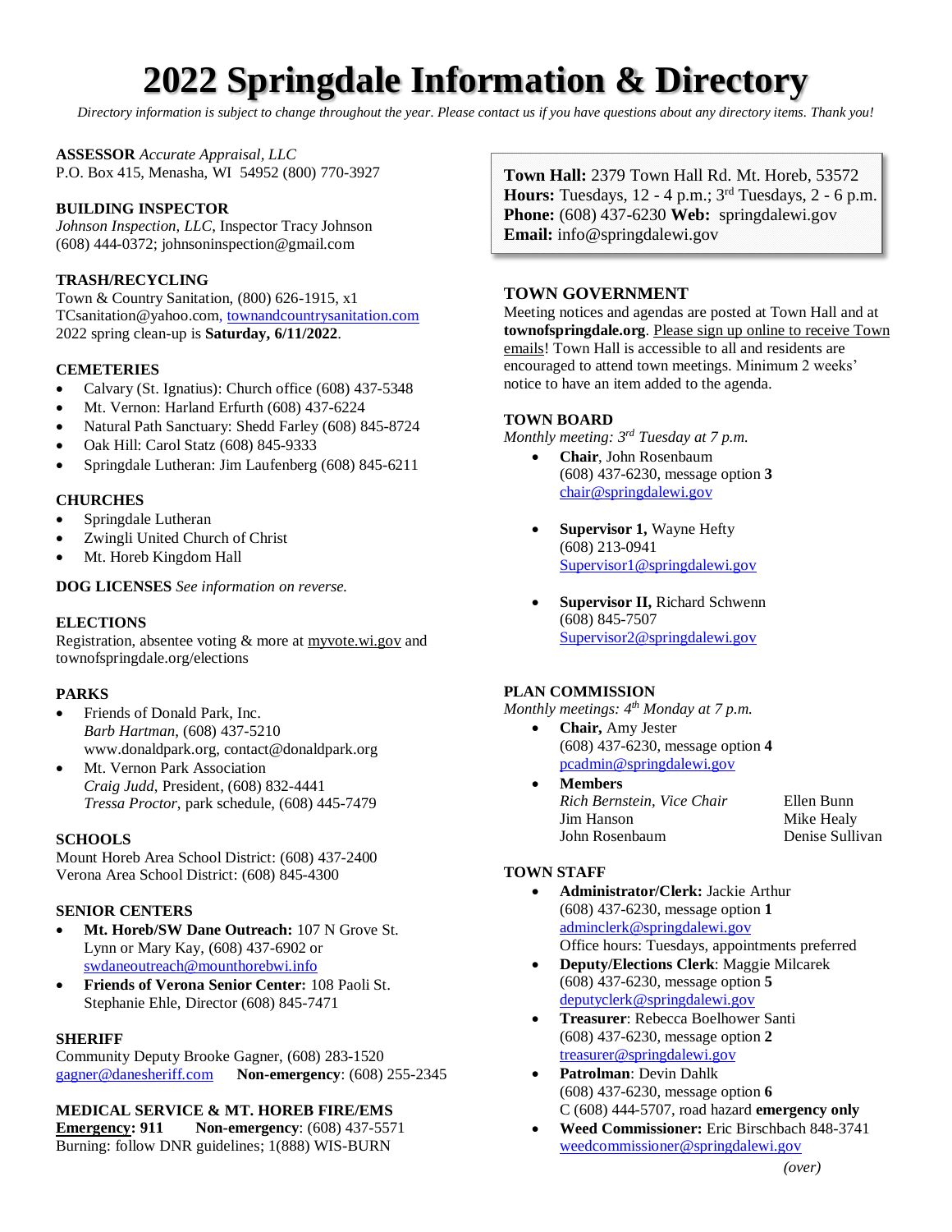# 2022 Springdale Information & Directory

*Directory information is subject to change throughout the year. Please contact us if you have questions about any directory items. Thank you!*

**ASSESSOR** *Accurate Appraisal, LLC*
P.O. Box 415, Menasha, WI 54952 (800) 770-3927

**BUILDING INSPECTOR**
*Johnson Inspection, LLC*, Inspector Tracy Johnson
(608) 444-0372; johnsoninspection@gmail.com

**TRASH/RECYCLING**
Town & Country Sanitation, (800) 626-1915, x1
TCsanitation@yahoo.com, townandcountrysanitation.com
2022 spring clean-up is **Saturday, 6/11/2022**.

**CEMETERIES**

- Calvary (St. Ignatius): Church office (608) 437-5348
- Mt. Vernon: Harland Erfurth (608) 437-6224
- Natural Path Sanctuary: Shedd Farley (608) 845-8724
- Oak Hill: Carol Statz (608) 845-9333
- Springdale Lutheran: Jim Laufenberg (608) 845-6211

**CHURCHES**

- Springdale Lutheran
- Zwingli United Church of Christ
- Mt. Horeb Kingdom Hall

**DOG LICENSES** *See information on reverse.*

**ELECTIONS**
Registration, absentee voting & more at myvote.wi.gov and townofspringdale.org/elections

**PARKS**

- Friends of Donald Park, Inc.
  *Barb Hartman*, (608) 437-5210
  www.donaldpark.org, contact@donaldpark.org
- Mt. Vernon Park Association
  *Craig Judd*, President, (608) 832-4441
  *Tressa Proctor*, park schedule, (608) 445-7479

**SCHOOLS**
Mount Horeb Area School District: (608) 437-2400
Verona Area School District: (608) 845-4300

**SENIOR CENTERS**

- **Mt. Horeb/SW Dane Outreach:** 107 N Grove St.
  Lynn or Mary Kay, (608) 437-6902 or
  swdaneoutreach@mounthorebwi.info
- **Friends of Verona Senior Center:** 108 Paoli St.
  Stephanie Ehle, Director (608) 845-7471

**SHERIFF**
Community Deputy Brooke Gagner, (608) 283-1520
gagner@danesheriff.com **Non-emergency**: (608) 255-2345

**MEDICAL SERVICE & MT. HOREB FIRE/EMS**
**Emergency: 911** **Non-emergency**: (608) 437-5571
Burning: follow DNR guidelines; 1(888) WIS-BURN

**Town Hall:** 2379 Town Hall Rd. Mt. Horeb, 53572
**Hours:** Tuesdays, 12 - 4 p.m.; 3rd Tuesdays, 2 - 6 p.m.
**Phone:** (608) 437-6230 **Web:** springdalewi.gov
**Email:** info@springdalewi.gov

**TOWN GOVERNMENT**
Meeting notices and agendas are posted at Town Hall and at **townofspringdale.org**. Please sign up online to receive Town emails! Town Hall is accessible to all and residents are encouraged to attend town meetings. Minimum 2 weeks' notice to have an item added to the agenda.

**TOWN BOARD**
*Monthly meeting: 3rd Tuesday at 7 p.m.*

- **Chair**, John Rosenbaum
  (608) 437-6230, message option **3**
  chair@springdalewi.gov
- **Supervisor 1,** Wayne Hefty
  (608) 213-0941
  Supervisor1@springdalewi.gov
- **Supervisor II,** Richard Schwenn
  (608) 845-7507
  Supervisor2@springdalewi.gov

**PLAN COMMISSION**
*Monthly meetings: 4th Monday at 7 p.m.*

- **Chair,** Amy Jester
  (608) 437-6230, message option **4**
  pcadmin@springdalewi.gov
- **Members**
  *Rich Bernstein, Vice Chair* — Ellen Bunn
  Jim Hanson — Mike Healy
  John Rosenbaum — Denise Sullivan

**TOWN STAFF**

- **Administrator/Clerk:** Jackie Arthur
  (608) 437-6230, message option **1**
  adminclerk@springdalewi.gov
  Office hours: Tuesdays, appointments preferred
- **Deputy/Elections Clerk**: Maggie Milcarek
  (608) 437-6230, message option **5**
  deputyclerk@springdalewi.gov
- **Treasurer**: Rebecca Boelhower Santi
  (608) 437-6230, message option **2**
  treasurer@springdalewi.gov
- **Patrolman**: Devin Dahlk
  (608) 437-6230, message option **6**
  C (608) 444-5707, road hazard **emergency only**
- **Weed Commissioner:** Eric Birschbach 848-3741
  weedcommissioner@springdalewi.gov

*(over)*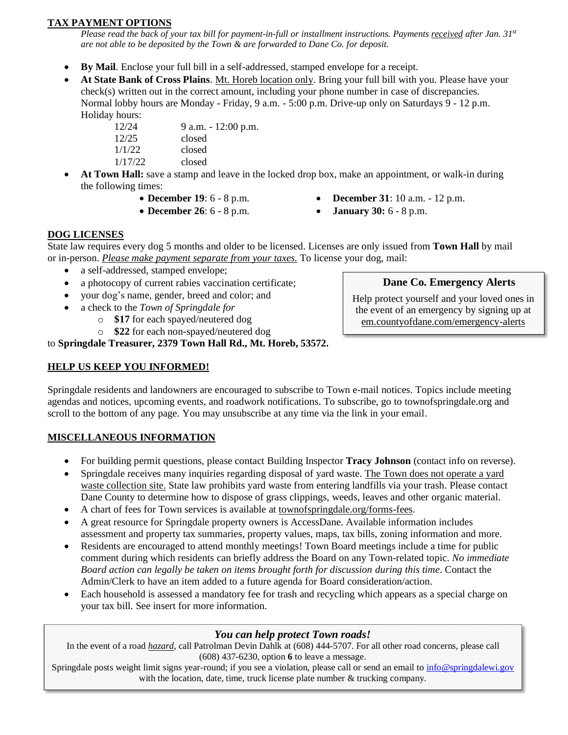## TAX PAYMENT OPTIONS

*Please read the back of your tax bill for payment-in-full or installment instructions. Payments received after Jan. 31st are not able to be deposited by the Town & are forwarded to Dane Co. for deposit.*

- **By Mail**. Enclose your full bill in a self-addressed, stamped envelope for a receipt.
- **At State Bank of Cross Plains**. Mt. Horeb location only. Bring your full bill with you. Please have your check(s) written out in the correct amount, including your phone number in case of discrepancies. Normal lobby hours are Monday - Friday, 9 a.m. - 5:00 p.m. Drive-up only on Saturdays 9 - 12 p.m. Holiday hours:

| | |
|---|---|
| 12/24 | 9 a.m. - 12:00 p.m. |
| 12/25 | closed |
| 1/1/22 | closed |
| 1/17/22 | closed |

- **At Town Hall:** save a stamp and leave in the locked drop box, make an appointment, or walk-in during the following times:
  - **December 19**: 6 - 8 p.m.
  - **December 26**: 6 - 8 p.m.
  - **December 31**: 10 a.m. - 12 p.m.
  - **January 30:** 6 - 8 p.m.

## DOG LICENSES

State law requires every dog 5 months and older to be licensed. Licenses are only issued from **Town Hall** by mail or in-person. *Please make payment separate from your taxes.* To license your dog, mail:

- a self-addressed, stamped envelope;
- a photocopy of current rabies vaccination certificate;
- your dog's name, gender, breed and color; and
- a check to the *Town of Springdale for*
  - **$17** for each spayed/neutered dog
  - **$22** for each non-spayed/neutered dog

to **Springdale Treasurer, 2379 Town Hall Rd., Mt. Horeb, 53572.**

**Dane Co. Emergency Alerts**

Help protect yourself and your loved ones in the event of an emergency by signing up at em.countyofdane.com/emergency-alerts

## HELP US KEEP YOU INFORMED!

Springdale residents and landowners are encouraged to subscribe to Town e-mail notices. Topics include meeting agendas and notices, upcoming events, and roadwork notifications. To subscribe, go to townofspringdale.org and scroll to the bottom of any page. You may unsubscribe at any time via the link in your email.

## MISCELLANEOUS INFORMATION

- For building permit questions, please contact Building Inspector **Tracy Johnson** (contact info on reverse).
- Springdale receives many inquiries regarding disposal of yard waste. The Town does not operate a yard waste collection site. State law prohibits yard waste from entering landfills via your trash. Please contact Dane County to determine how to dispose of grass clippings, weeds, leaves and other organic material.
- A chart of fees for Town services is available at townofspringdale.org/forms-fees.
- A great resource for Springdale property owners is AccessDane. Available information includes assessment and property tax summaries, property values, maps, tax bills, zoning information and more.
- Residents are encouraged to attend monthly meetings! Town Board meetings include a time for public comment during which residents can briefly address the Board on any Town-related topic. *No immediate Board action can legally be taken on items brought forth for discussion during this time*. Contact the Admin/Clerk to have an item added to a future agenda for Board consideration/action.
- Each household is assessed a mandatory fee for trash and recycling which appears as a special charge on your tax bill. See insert for more information.

***You can help protect Town roads!***

In the event of a road *hazard*, call Patrolman Devin Dahlk at (608) 444-5707. For all other road concerns, please call (608) 437-6230, option **6** to leave a message.

Springdale posts weight limit signs year-round; if you see a violation, please call or send an email to info@springdalewi.gov with the location, date, time, truck license plate number & trucking company.